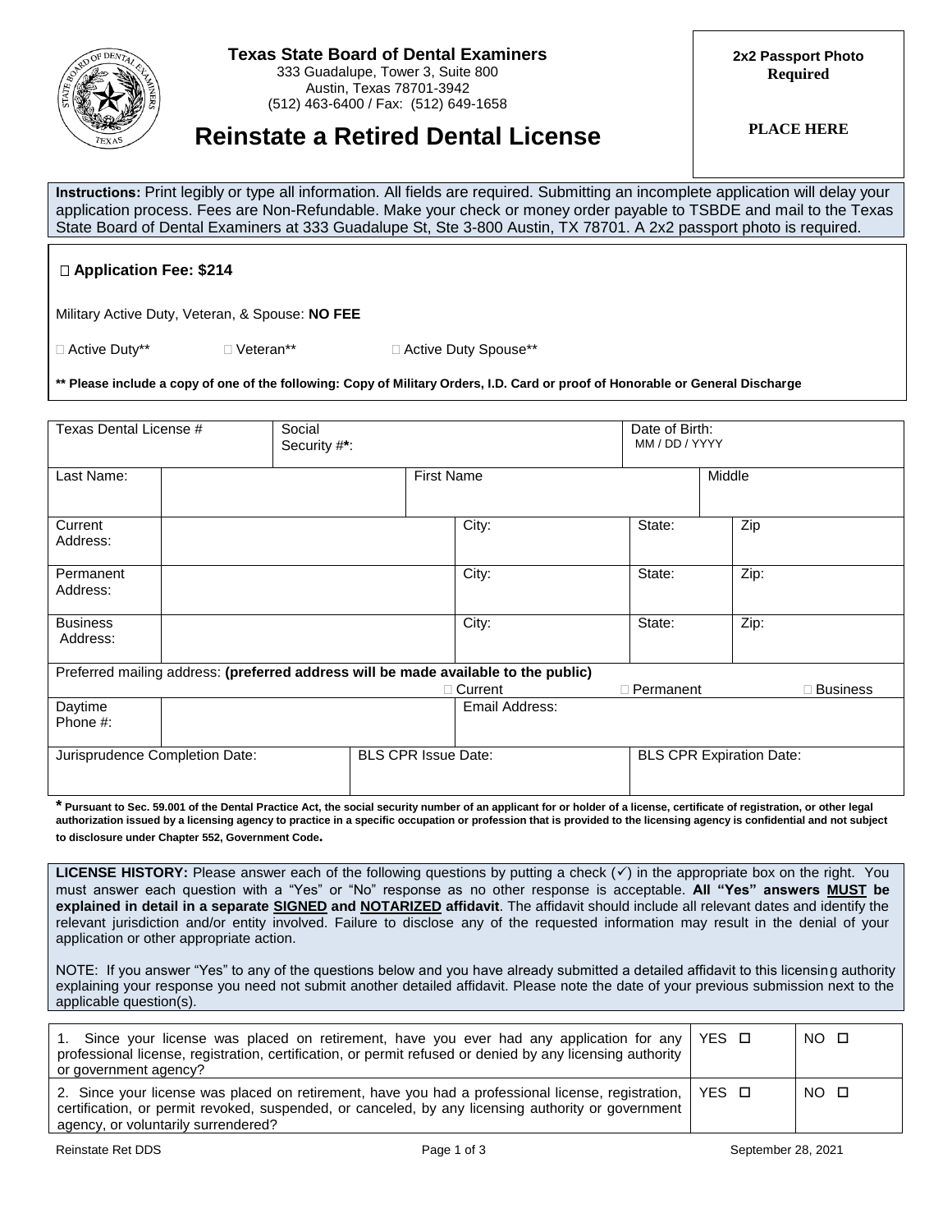**Texas State Board of Dental Examiners**
333 Guadalupe, Tower 3, Suite 800
Austin, Texas 78701-3942
(512) 463-6400 / Fax: (512) 649-1658

**2x2 Passport Photo Required**

**PLACE HERE**

# Reinstate a Retired Dental License

**Instructions:** Print legibly or type all information. All fields are required. Submitting an incomplete application will delay your application process. Fees are Non-Refundable. Make your check or money order payable to TSBDE and mail to the Texas State Board of Dental Examiners at 333 Guadalupe St, Ste 3-800 Austin, TX 78701. A 2x2 passport photo is required.

☐ **Application Fee: $214**

Military Active Duty, Veteran, & Spouse: **NO FEE**

☐ Active Duty** ☐ Veteran** ☐ Active Duty Spouse**

**** Please include a copy of one of the following: Copy of Military Orders, I.D. Card or proof of Honorable or General Discharge**

| Texas Dental License # | | Social Security #*: | | | Date of Birth: MM / DD / YYYY | |
|---|---|---|---|---|---|---|
| Last Name: | | | First Name | | | Middle |
| Current Address: | | | | City: | State: | Zip |
| Permanent Address: | | | | City: | State: | Zip: |
| Business Address: | | | | City: | State: | Zip: |
| Preferred mailing address: **(preferred address will be made available to the public)** | | | | ☐ Current | ☐ Permanent | ☐ Business |
| Daytime Phone #: | | | | Email Address: | | |
| Jurisprudence Completion Date: | | | BLS CPR Issue Date: | | BLS CPR Expiration Date: | |

**\* Pursuant to Sec. 59.001 of the Dental Practice Act, the social security number of an applicant for or holder of a license, certificate of registration, or other legal authorization issued by a licensing agency to practice in a specific occupation or profession that is provided to the licensing agency is confidential and not subject to disclosure under Chapter 552, Government Code.**

**LICENSE HISTORY:** Please answer each of the following questions by putting a check (✓) in the appropriate box on the right. You must answer each question with a "Yes" or "No" response as no other response is acceptable. **All "Yes" answers MUST be explained in detail in a separate SIGNED and NOTARIZED affidavit**. The affidavit should include all relevant dates and identify the relevant jurisdiction and/or entity involved. Failure to disclose any of the requested information may result in the denial of your application or other appropriate action.

NOTE: If you answer "Yes" to any of the questions below and you have already submitted a detailed affidavit to this licensing authority explaining your response you need not submit another detailed affidavit. Please note the date of your previous submission next to the applicable question(s).

| Question | YES | NO |
|---|---|---|
| 1. Since your license was placed on retirement, have you ever had any application for any professional license, registration, certification, or permit refused or denied by any licensing authority or government agency? | YES ☐ | NO ☐ |
| 2. Since your license was placed on retirement, have you had a professional license, registration, certification, or permit revoked, suspended, or canceled, by any licensing authority or government agency, or voluntarily surrendered? | YES ☐ | NO ☐ |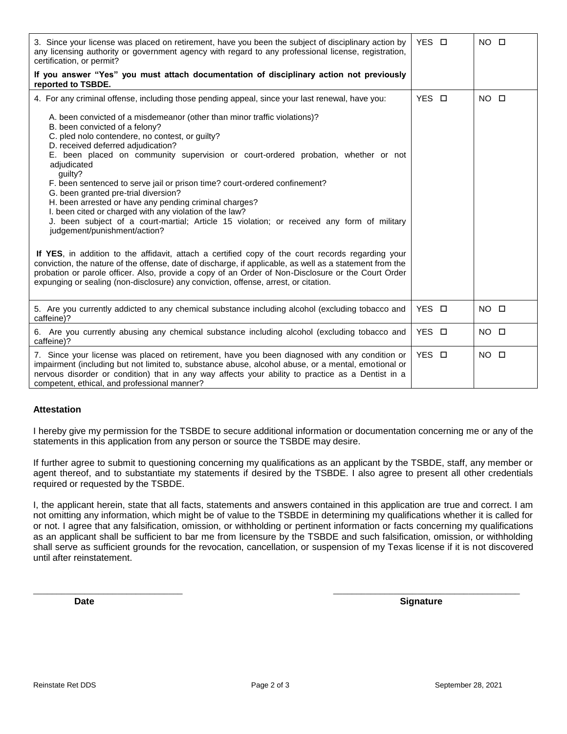| | | |
|---|---|---|
| 3. Since your license was placed on retirement, have you been the subject of disciplinary action by any licensing authority or government agency with regard to any professional license, registration, certification, or permit?<br><br>**If you answer "Yes" you must attach documentation of disciplinary action not previously reported to TSBDE.** | YES ☐ | NO ☐ |
| 4. For any criminal offense, including those pending appeal, since your last renewal, have you:<br><br>A. been convicted of a misdemeanor (other than minor traffic violations)?<br>B. been convicted of a felony?<br>C. pled nolo contendere, no contest, or guilty?<br>D. received deferred adjudication?<br>E. been placed on community supervision or court-ordered probation, whether or not adjudicated guilty?<br>F. been sentenced to serve jail or prison time? court-ordered confinement?<br>G. been granted pre-trial diversion?<br>H. been arrested or have any pending criminal charges?<br>I. been cited or charged with any violation of the law?<br>J. been subject of a court-martial; Article 15 violation; or received any form of military judgement/punishment/action?<br><br>**If YES**, in addition to the affidavit, attach a certified copy of the court records regarding your conviction, the nature of the offense, date of discharge, if applicable, as well as a statement from the probation or parole officer. Also, provide a copy of an Order of Non-Disclosure or the Court Order expunging or sealing (non-disclosure) any conviction, offense, arrest, or citation. | YES ☐ | NO ☐ |
| 5. Are you currently addicted to any chemical substance including alcohol (excluding tobacco and caffeine)? | YES ☐ | NO ☐ |
| 6. Are you currently abusing any chemical substance including alcohol (excluding tobacco and caffeine)? | YES ☐ | NO ☐ |
| 7. Since your license was placed on retirement, have you been diagnosed with any condition or impairment (including but not limited to, substance abuse, alcohol abuse, or a mental, emotional or nervous disorder or condition) that in any way affects your ability to practice as a Dentist in a competent, ethical, and professional manner? | YES ☐ | NO ☐ |

**Attestation**

I hereby give my permission for the TSBDE to secure additional information or documentation concerning me or any of the statements in this application from any person or source the TSBDE may desire.

If further agree to submit to questioning concerning my qualifications as an applicant by the TSBDE, staff, any member or agent thereof, and to substantiate my statements if desired by the TSBDE. I also agree to present all other credentials required or requested by the TSBDE.

I, the applicant herein, state that all facts, statements and answers contained in this application are true and correct. I am not omitting any information, which might be of value to the TSBDE in determining my qualifications whether it is called for or not. I agree that any falsification, omission, or withholding or pertinent information or facts concerning my qualifications as an applicant shall be sufficient to bar me from licensure by the TSBDE and such falsification, omission, or withholding shall serve as sufficient grounds for the revocation, cancellation, or suspension of my Texas license if it is not discovered until after reinstatement.

\_\_\_\_\_\_\_\_\_\_\_\_\_\_\_\_\_\_\_\_\_\_\_\_\_\_\_\_\_\_ &nbsp;&nbsp;&nbsp;&nbsp;&nbsp;&nbsp;&nbsp;&nbsp; \_\_\_\_\_\_\_\_\_\_\_\_\_\_\_\_\_\_\_\_\_\_\_\_\_\_\_\_\_\_\_\_\_\_\_\_\_

**Date** &nbsp;&nbsp;&nbsp;&nbsp;&nbsp;&nbsp;&nbsp;&nbsp; **Signature**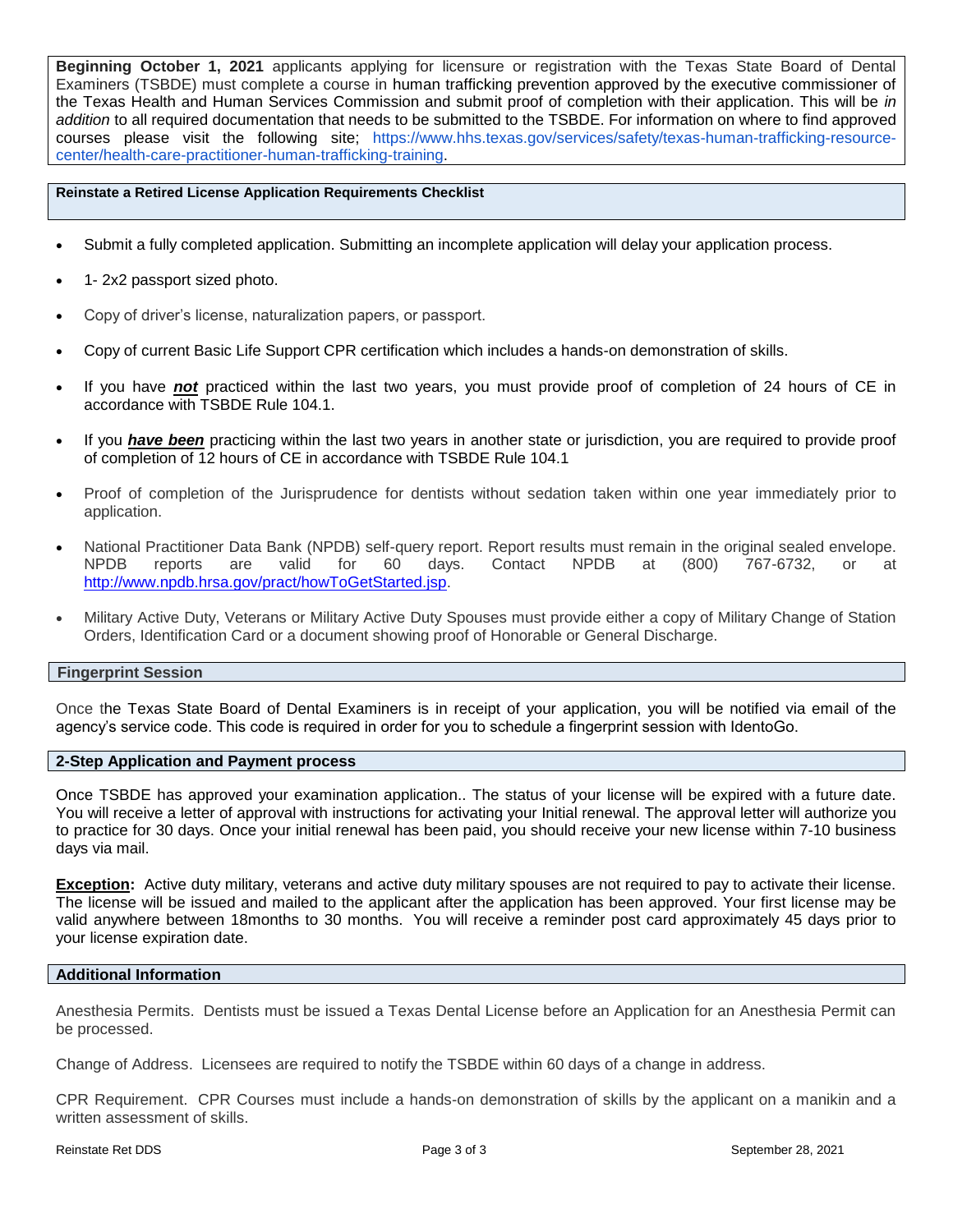**Beginning October 1, 2021** applicants applying for licensure or registration with the Texas State Board of Dental Examiners (TSBDE) must complete a course in human trafficking prevention approved by the executive commissioner of the Texas Health and Human Services Commission and submit proof of completion with their application. This will be *in addition* to all required documentation that needs to be submitted to the TSBDE. For information on where to find approved courses please visit the following site; https://www.hhs.texas.gov/services/safety/texas-human-trafficking-resource-center/health-care-practitioner-human-trafficking-training.

## Reinstate a Retired License Application Requirements Checklist

- Submit a fully completed application. Submitting an incomplete application will delay your application process.
- 1- 2x2 passport sized photo.
- Copy of driver's license, naturalization papers, or passport.
- Copy of current Basic Life Support CPR certification which includes a hands-on demonstration of skills.
- If you have ***not*** practiced within the last two years, you must provide proof of completion of 24 hours of CE in accordance with TSBDE Rule 104.1.
- If you ***have been*** practicing within the last two years in another state or jurisdiction, you are required to provide proof of completion of 12 hours of CE in accordance with TSBDE Rule 104.1
- Proof of completion of the Jurisprudence for dentists without sedation taken within one year immediately prior to application.
- National Practitioner Data Bank (NPDB) self-query report. Report results must remain in the original sealed envelope. NPDB reports are valid for 60 days. Contact NPDB at (800) 767-6732, or at http://www.npdb.hrsa.gov/pract/howToGetStarted.jsp.
- Military Active Duty, Veterans or Military Active Duty Spouses must provide either a copy of Military Change of Station Orders, Identification Card or a document showing proof of Honorable or General Discharge.

## Fingerprint Session

Once the Texas State Board of Dental Examiners is in receipt of your application, you will be notified via email of the agency's service code. This code is required in order for you to schedule a fingerprint session with IdentoGo.

## 2-Step Application and Payment process

Once TSBDE has approved your examination application.. The status of your license will be expired with a future date. You will receive a letter of approval with instructions for activating your Initial renewal. The approval letter will authorize you to practice for 30 days. Once your initial renewal has been paid, you should receive your new license within 7-10 business days via mail.

**Exception:** Active duty military, veterans and active duty military spouses are not required to pay to activate their license. The license will be issued and mailed to the applicant after the application has been approved. Your first license may be valid anywhere between 18months to 30 months. You will receive a reminder post card approximately 45 days prior to your license expiration date.

## Additional Information

Anesthesia Permits. Dentists must be issued a Texas Dental License before an Application for an Anesthesia Permit can be processed.

Change of Address. Licensees are required to notify the TSBDE within 60 days of a change in address.

CPR Requirement. CPR Courses must include a hands-on demonstration of skills by the applicant on a manikin and a written assessment of skills.